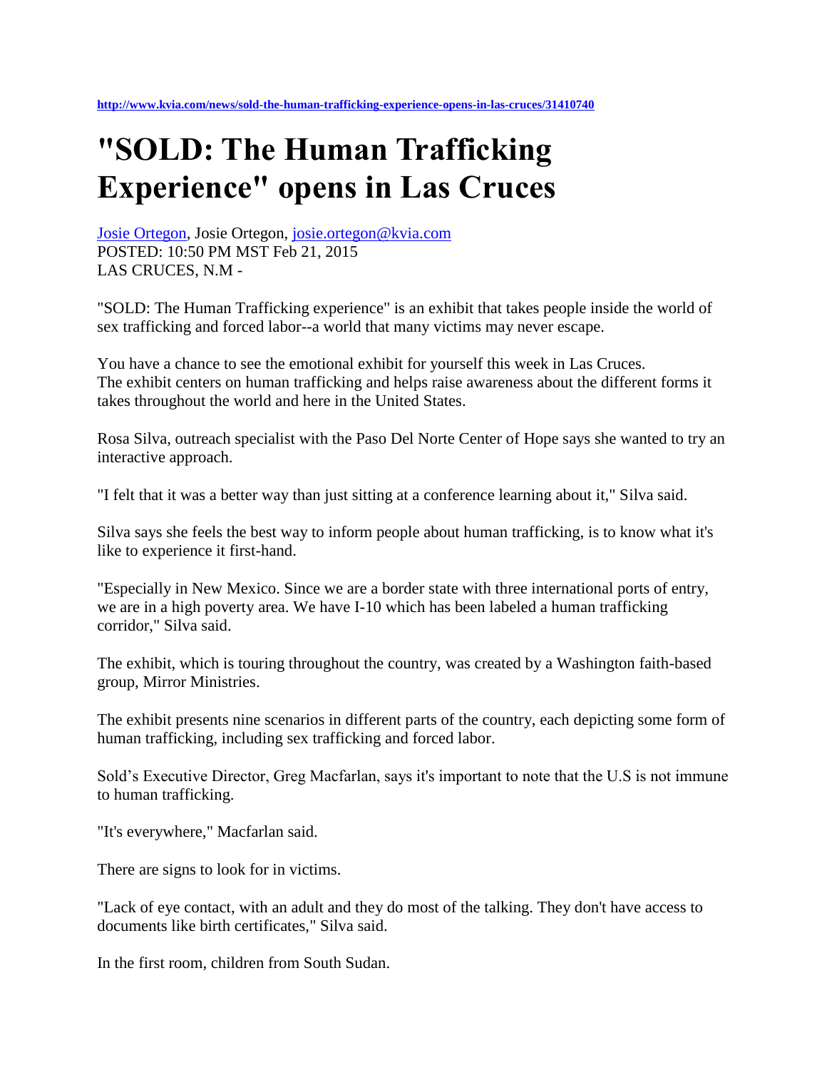http://www.kvia.com/news/sold-the-human-trafficking-experience-opens-in-las-cruces/31410740

# "SOLD: The Human Trafficking Experience" opens in Las Cruces

Josie Ortegon, Josie Ortegon, josie.ortegon@kvia.com
POSTED: 10:50 PM MST Feb 21, 2015
LAS CRUCES, N.M -

"SOLD: The Human Trafficking experience" is an exhibit that takes people inside the world of sex trafficking and forced labor--a world that many victims may never escape.

You have a chance to see the emotional exhibit for yourself this week in Las Cruces.
The exhibit centers on human trafficking and helps raise awareness about the different forms it takes throughout the world and here in the United States.

Rosa Silva, outreach specialist with the Paso Del Norte Center of Hope says she wanted to try an interactive approach.

"I felt that it was a better way than just sitting at a conference learning about it," Silva said.

Silva says she feels the best way to inform people about human trafficking, is to know what it's like to experience it first-hand.

"Especially in New Mexico. Since we are a border state with three international ports of entry, we are in a high poverty area. We have I-10 which has been labeled a human trafficking corridor," Silva said.

The exhibit, which is touring throughout the country, was created by a Washington faith-based group, Mirror Ministries.

The exhibit presents nine scenarios in different parts of the country, each depicting some form of human trafficking, including sex trafficking and forced labor.

Sold's Executive Director, Greg Macfarlan, says it's important to note that the U.S is not immune to human trafficking.

"It's everywhere," Macfarlan said.

There are signs to look for in victims.

"Lack of eye contact, with an adult and they do most of the talking. They don't have access to documents like birth certificates," Silva said.

In the first room, children from South Sudan.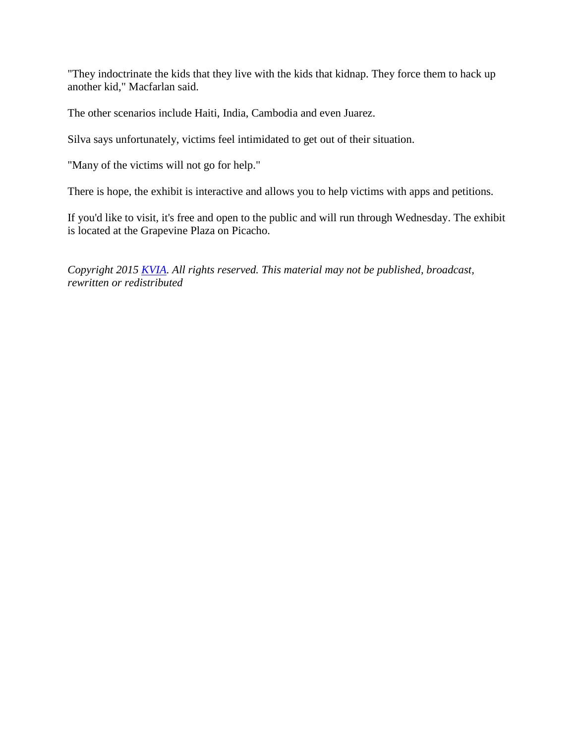"They indoctrinate the kids that they live with the kids that kidnap. They force them to hack up another kid," Macfarlan said.

The other scenarios include Haiti, India, Cambodia and even Juarez.

Silva says unfortunately, victims feel intimidated to get out of their situation.

"Many of the victims will not go for help."

There is hope, the exhibit is interactive and allows you to help victims with apps and petitions.

If you'd like to visit, it's free and open to the public and will run through Wednesday. The exhibit is located at the Grapevine Plaza on Picacho.

*Copyright 2015 KVIA. All rights reserved. This material may not be published, broadcast, rewritten or redistributed*